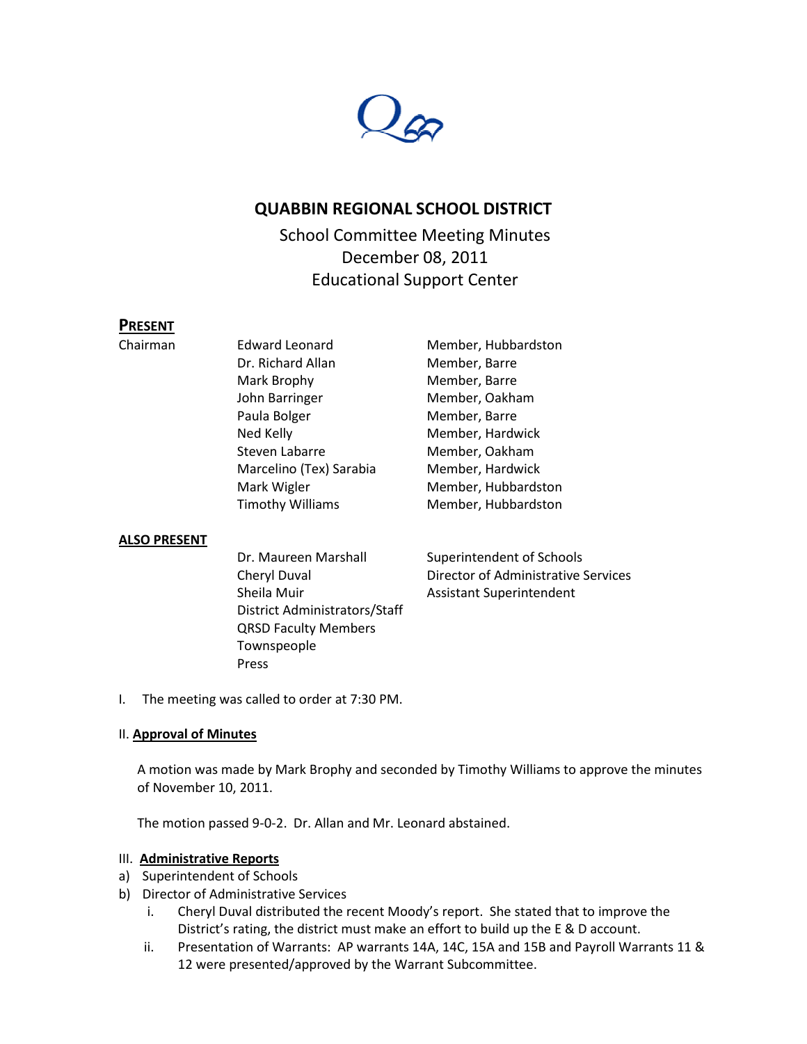# QUABBIN REGIONAL SCHOOL DISTRICT

School Committee Meeting Minutes
December 08, 2011
Educational Support Center

## PRESENT

| | | |
|---|---|---|
| Chairman | Edward Leonard | Member, Hubbardston |
| | Dr. Richard Allan | Member, Barre |
| | Mark Brophy | Member, Barre |
| | John Barringer | Member, Oakham |
| | Paula Bolger | Member, Barre |
| | Ned Kelly | Member, Hardwick |
| | Steven Labarre | Member, Oakham |
| | Marcelino (Tex) Sarabia | Member, Hardwick |
| | Mark Wigler | Member, Hubbardston |
| | Timothy Williams | Member, Hubbardston |

## ALSO PRESENT

| | | |
|---|---|---|
| | Dr. Maureen Marshall | Superintendent of Schools |
| | Cheryl Duval | Director of Administrative Services |
| | Sheila Muir | Assistant Superintendent |
| | District Administrators/Staff | |
| | QRSD Faculty Members | |
| | Townspeople | |
| | Press | |

I. The meeting was called to order at 7:30 PM.

II. **Approval of Minutes**

A motion was made by Mark Brophy and seconded by Timothy Williams to approve the minutes of November 10, 2011.

The motion passed 9-0-2. Dr. Allan and Mr. Leonard abstained.

III. **Administrative Reports**

a) Superintendent of Schools

b) Director of Administrative Services

  i. Cheryl Duval distributed the recent Moody's report. She stated that to improve the District's rating, the district must make an effort to build up the E & D account.

  ii. Presentation of Warrants: AP warrants 14A, 14C, 15A and 15B and Payroll Warrants 11 & 12 were presented/approved by the Warrant Subcommittee.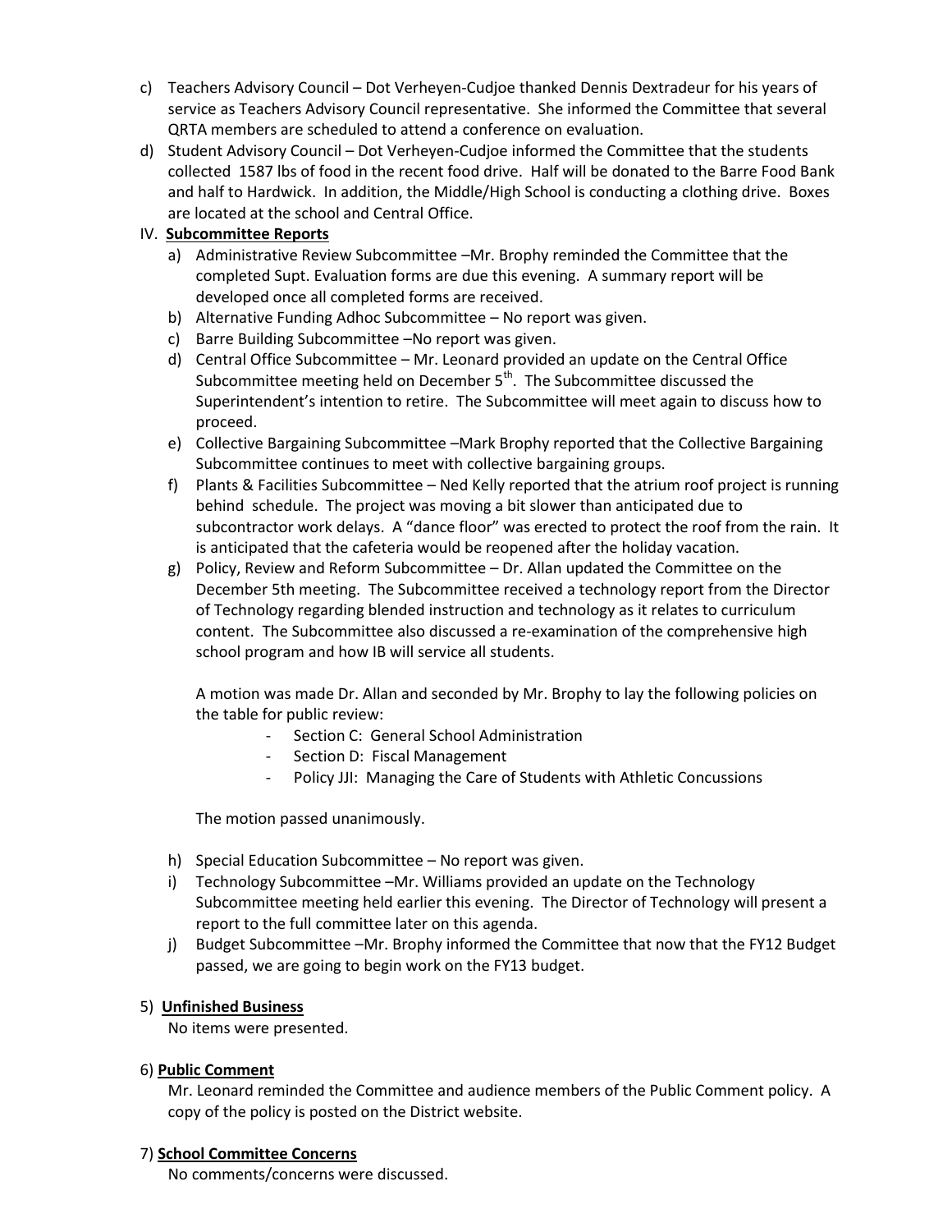c) Teachers Advisory Council – Dot Verheyen-Cudjoe thanked Dennis Dextradeur for his years of service as Teachers Advisory Council representative. She informed the Committee that several QRTA members are scheduled to attend a conference on evaluation.

d) Student Advisory Council – Dot Verheyen-Cudjoe informed the Committee that the students collected 1587 lbs of food in the recent food drive. Half will be donated to the Barre Food Bank and half to Hardwick. In addition, the Middle/High School is conducting a clothing drive. Boxes are located at the school and Central Office.

IV. **Subcommittee Reports**

a) Administrative Review Subcommittee –Mr. Brophy reminded the Committee that the completed Supt. Evaluation forms are due this evening. A summary report will be developed once all completed forms are received.

b) Alternative Funding Adhoc Subcommittee – No report was given.

c) Barre Building Subcommittee –No report was given.

d) Central Office Subcommittee – Mr. Leonard provided an update on the Central Office Subcommittee meeting held on December 5th. The Subcommittee discussed the Superintendent's intention to retire. The Subcommittee will meet again to discuss how to proceed.

e) Collective Bargaining Subcommittee –Mark Brophy reported that the Collective Bargaining Subcommittee continues to meet with collective bargaining groups.

f) Plants & Facilities Subcommittee – Ned Kelly reported that the atrium roof project is running behind schedule. The project was moving a bit slower than anticipated due to subcontractor work delays. A "dance floor" was erected to protect the roof from the rain. It is anticipated that the cafeteria would be reopened after the holiday vacation.

g) Policy, Review and Reform Subcommittee – Dr. Allan updated the Committee on the December 5th meeting. The Subcommittee received a technology report from the Director of Technology regarding blended instruction and technology as it relates to curriculum content. The Subcommittee also discussed a re-examination of the comprehensive high school program and how IB will service all students.

A motion was made Dr. Allan and seconded by Mr. Brophy to lay the following policies on the table for public review:

- Section C: General School Administration
- Section D: Fiscal Management
- Policy JJI: Managing the Care of Students with Athletic Concussions

The motion passed unanimously.

h) Special Education Subcommittee – No report was given.

i) Technology Subcommittee –Mr. Williams provided an update on the Technology Subcommittee meeting held earlier this evening. The Director of Technology will present a report to the full committee later on this agenda.

j) Budget Subcommittee –Mr. Brophy informed the Committee that now that the FY12 Budget passed, we are going to begin work on the FY13 budget.

5) **Unfinished Business**

No items were presented.

6) **Public Comment**

Mr. Leonard reminded the Committee and audience members of the Public Comment policy. A copy of the policy is posted on the District website.

7) **School Committee Concerns**

No comments/concerns were discussed.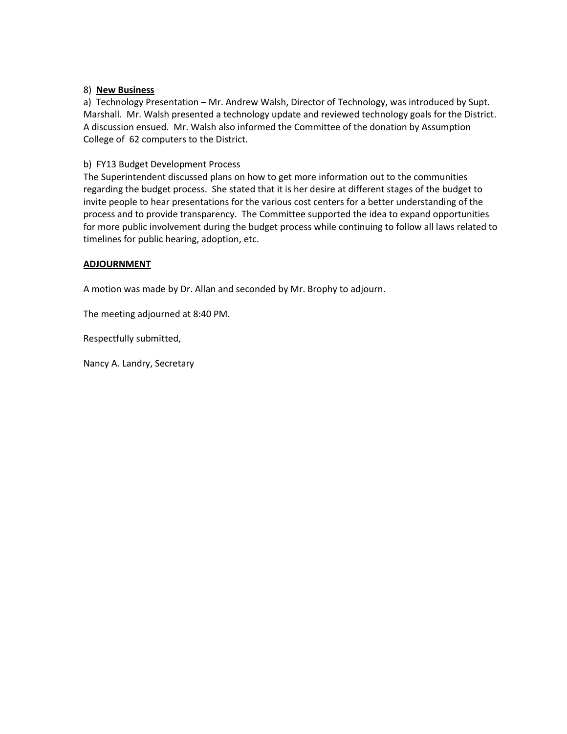8) **New Business**

a) Technology Presentation – Mr. Andrew Walsh, Director of Technology, was introduced by Supt. Marshall. Mr. Walsh presented a technology update and reviewed technology goals for the District. A discussion ensued. Mr. Walsh also informed the Committee of the donation by Assumption College of 62 computers to the District.

b) FY13 Budget Development Process

The Superintendent discussed plans on how to get more information out to the communities regarding the budget process. She stated that it is her desire at different stages of the budget to invite people to hear presentations for the various cost centers for a better understanding of the process and to provide transparency. The Committee supported the idea to expand opportunities for more public involvement during the budget process while continuing to follow all laws related to timelines for public hearing, adoption, etc.

**ADJOURNMENT**

A motion was made by Dr. Allan and seconded by Mr. Brophy to adjourn.

The meeting adjourned at 8:40 PM.

Respectfully submitted,

Nancy A. Landry, Secretary